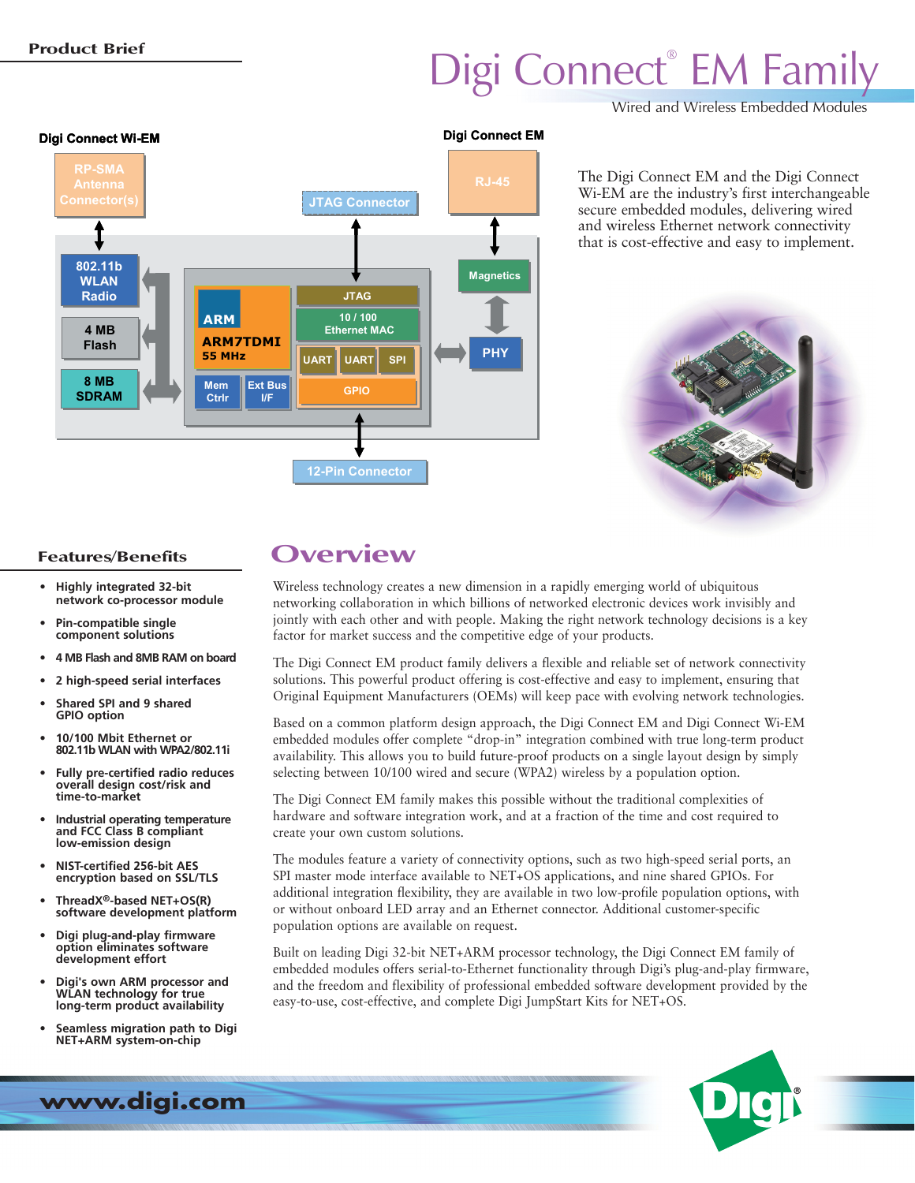Product Brief

# Digi Connect® EM Family

Wired and Wireless Embedded Modules

The Digi Connect EM and the Digi Connect Wi-EM are the industry's first interchangeable secure embedded modules, delivering wired and wireless Ethernet network connectivity that is cost-effective and easy to implement.

## Features/Benefits

- Highly integrated 32-bit network co-processor module
- Pin-compatible single component solutions
- 4 MB Flash and 8MB RAM on board
- 2 high-speed serial interfaces
- Shared SPI and 9 shared GPIO option
- 10/100 Mbit Ethernet or 802.11b WLAN with WPA2/802.11i
- Fully pre-certified radio reduces overall design cost/risk and time-to-market
- Industrial operating temperature and FCC Class B compliant low-emission design
- NIST-certified 256-bit AES encryption based on SSL/TLS
- ThreadX®-based NET+OS(R) software development platform
- Digi plug-and-play firmware option eliminates software development effort
- Digi's own ARM processor and WLAN technology for true long-term product availability
- Seamless migration path to Digi NET+ARM system-on-chip

## Overview

Wireless technology creates a new dimension in a rapidly emerging world of ubiquitous networking collaboration in which billions of networked electronic devices work invisibly and jointly with each other and with people. Making the right network technology decisions is a key factor for market success and the competitive edge of your products.

The Digi Connect EM product family delivers a flexible and reliable set of network connectivity solutions. This powerful product offering is cost-effective and easy to implement, ensuring that Original Equipment Manufacturers (OEMs) will keep pace with evolving network technologies.

Based on a common platform design approach, the Digi Connect EM and Digi Connect Wi-EM embedded modules offer complete "drop-in" integration combined with true long-term product availability. This allows you to build future-proof products on a single layout design by simply selecting between 10/100 wired and secure (WPA2) wireless by a population option.

The Digi Connect EM family makes this possible without the traditional complexities of hardware and software integration work, and at a fraction of the time and cost required to create your own custom solutions.

The modules feature a variety of connectivity options, such as two high-speed serial ports, an SPI master mode interface available to NET+OS applications, and nine shared GPIOs. For additional integration flexibility, they are available in two low-profile population options, with or without onboard LED array and an Ethernet connector. Additional customer-specific population options are available on request.

Built on leading Digi 32-bit NET+ARM processor technology, the Digi Connect EM family of embedded modules offers serial-to-Ethernet functionality through Digi's plug-and-play firmware, and the freedom and flexibility of professional embedded software development provided by the easy-to-use, cost-effective, and complete Digi JumpStart Kits for NET+OS.

www.digi.com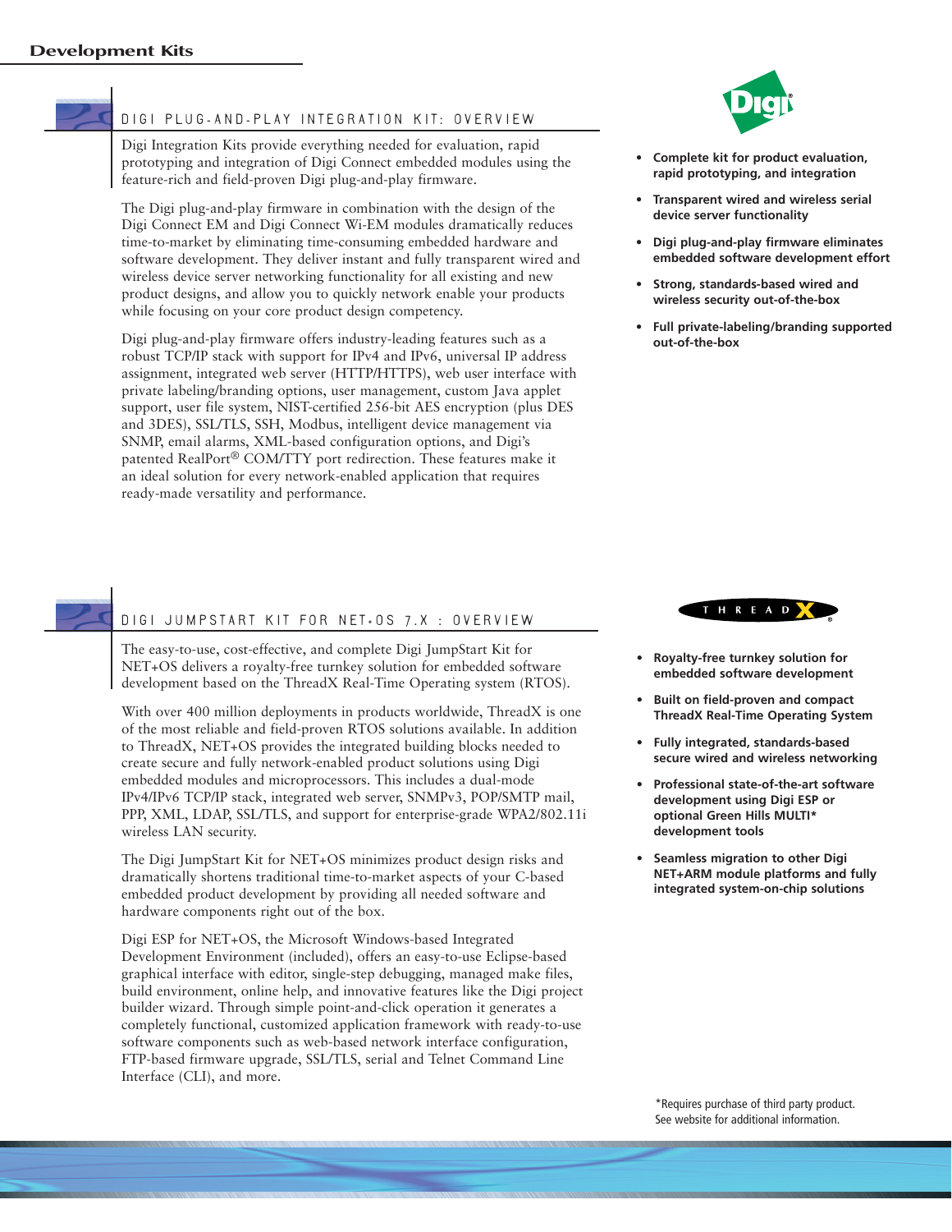## Development Kits

### DIGI PLUG-AND-PLAY INTEGRATION KIT: OVERVIEW

Digi Integration Kits provide everything needed for evaluation, rapid prototyping and integration of Digi Connect embedded modules using the feature-rich and field-proven Digi plug-and-play firmware.

The Digi plug-and-play firmware in combination with the design of the Digi Connect EM and Digi Connect Wi-EM modules dramatically reduces time-to-market by eliminating time-consuming embedded hardware and software development. They deliver instant and fully transparent wired and wireless device server networking functionality for all existing and new product designs, and allow you to quickly network enable your products while focusing on your core product design competency.

Digi plug-and-play firmware offers industry-leading features such as a robust TCP/IP stack with support for IPv4 and IPv6, universal IP address assignment, integrated web server (HTTP/HTTPS), web user interface with private labeling/branding options, user management, custom Java applet support, user file system, NIST-certified 256-bit AES encryption (plus DES and 3DES), SSL/TLS, SSH, Modbus, intelligent device management via SNMP, email alarms, XML-based configuration options, and Digi's patented RealPort® COM/TTY port redirection. These features make it an ideal solution for every network-enabled application that requires ready-made versatility and performance.

- **Complete kit for product evaluation, rapid prototyping, and integration**
- **Transparent wired and wireless serial device server functionality**
- **Digi plug-and-play firmware eliminates embedded software development effort**
- **Strong, standards-based wired and wireless security out-of-the-box**
- **Full private-labeling/branding supported out-of-the-box**

### DIGI JUMPSTART KIT FOR NET+OS 7.X : OVERVIEW

The easy-to-use, cost-effective, and complete Digi JumpStart Kit for NET+OS delivers a royalty-free turnkey solution for embedded software development based on the ThreadX Real-Time Operating system (RTOS).

With over 400 million deployments in products worldwide, ThreadX is one of the most reliable and field-proven RTOS solutions available. In addition to ThreadX, NET+OS provides the integrated building blocks needed to create secure and fully network-enabled product solutions using Digi embedded modules and microprocessors. This includes a dual-mode IPv4/IPv6 TCP/IP stack, integrated web server, SNMPv3, POP/SMTP mail, PPP, XML, LDAP, SSL/TLS, and support for enterprise-grade WPA2/802.11i wireless LAN security.

The Digi JumpStart Kit for NET+OS minimizes product design risks and dramatically shortens traditional time-to-market aspects of your C-based embedded product development by providing all needed software and hardware components right out of the box.

Digi ESP for NET+OS, the Microsoft Windows-based Integrated Development Environment (included), offers an easy-to-use Eclipse-based graphical interface with editor, single-step debugging, managed make files, build environment, online help, and innovative features like the Digi project builder wizard. Through simple point-and-click operation it generates a completely functional, customized application framework with ready-to-use software components such as web-based network interface configuration, FTP-based firmware upgrade, SSL/TLS, serial and Telnet Command Line Interface (CLI), and more.

- **Royalty-free turnkey solution for embedded software development**
- **Built on field-proven and compact ThreadX Real-Time Operating System**
- **Fully integrated, standards-based secure wired and wireless networking**
- **Professional state-of-the-art software development using Digi ESP or optional Green Hills MULTI* development tools**
- **Seamless migration to other Digi NET+ARM module platforms and fully integrated system-on-chip solutions**

*Requires purchase of third party product. See website for additional information.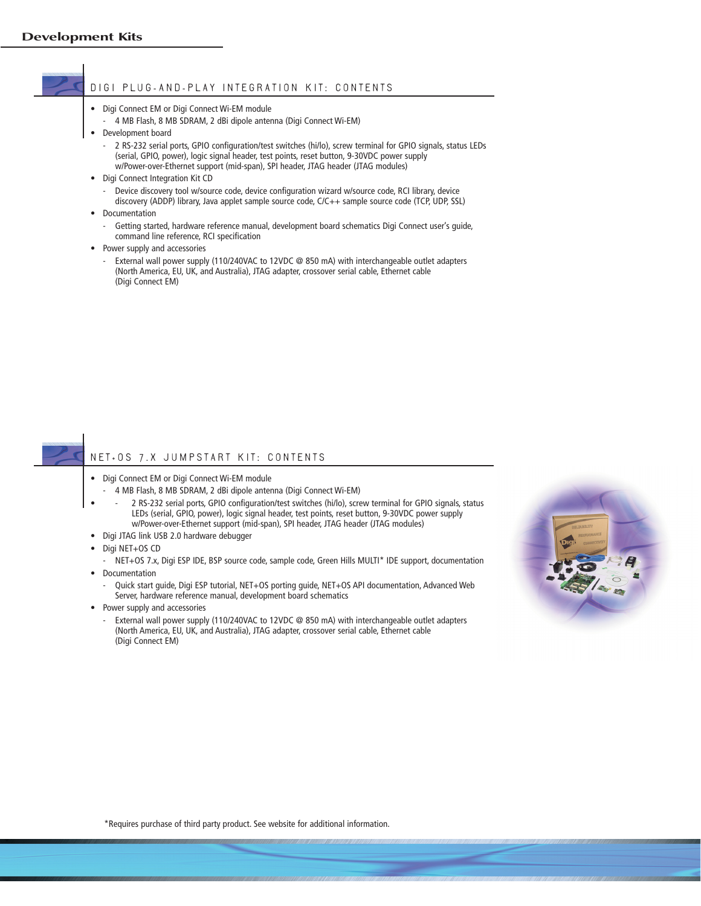# Development Kits

## DIGI PLUG-AND-PLAY INTEGRATION KIT: CONTENTS

- Digi Connect EM or Digi Connect Wi-EM module
  - 4 MB Flash, 8 MB SDRAM, 2 dBi dipole antenna (Digi Connect Wi-EM)
- Development board
  - 2 RS-232 serial ports, GPIO configuration/test switches (hi/lo), screw terminal for GPIO signals, status LEDs (serial, GPIO, power), logic signal header, test points, reset button, 9-30VDC power supply w/Power-over-Ethernet support (mid-span), SPI header, JTAG header (JTAG modules)
- Digi Connect Integration Kit CD
  - Device discovery tool w/source code, device configuration wizard w/source code, RCI library, device discovery (ADDP) library, Java applet sample source code, C/C++ sample source code (TCP, UDP, SSL)
- Documentation
  - Getting started, hardware reference manual, development board schematics Digi Connect user's guide, command line reference, RCI specification
- Power supply and accessories
  - External wall power supply (110/240VAC to 12VDC @ 850 mA) with interchangeable outlet adapters (North America, EU, UK, and Australia), JTAG adapter, crossover serial cable, Ethernet cable (Digi Connect EM)

## NET+OS 7.X JUMPSTART KIT: CONTENTS

- Digi Connect EM or Digi Connect Wi-EM module
  - 4 MB Flash, 8 MB SDRAM, 2 dBi dipole antenna (Digi Connect Wi-EM)
- 
  - 2 RS-232 serial ports, GPIO configuration/test switches (hi/lo), screw terminal for GPIO signals, status LEDs (serial, GPIO, power), logic signal header, test points, reset button, 9-30VDC power supply w/Power-over-Ethernet support (mid-span), SPI header, JTAG header (JTAG modules)
- Digi JTAG link USB 2.0 hardware debugger
- Digi NET+OS CD
  - NET+OS 7.x, Digi ESP IDE, BSP source code, sample code, Green Hills MULTI* IDE support, documentation
- Documentation
  - Quick start guide, Digi ESP tutorial, NET+OS porting guide, NET+OS API documentation, Advanced Web Server, hardware reference manual, development board schematics
- Power supply and accessories
  - External wall power supply (110/240VAC to 12VDC @ 850 mA) with interchangeable outlet adapters (North America, EU, UK, and Australia), JTAG adapter, crossover serial cable, Ethernet cable (Digi Connect EM)

*Requires purchase of third party product. See website for additional information.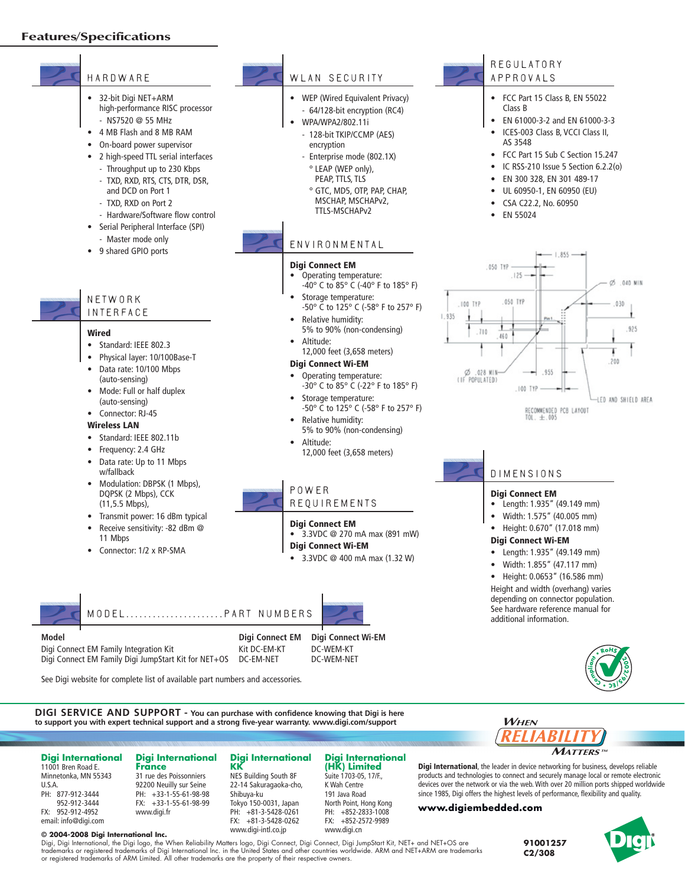## Features/Specifications

### HARDWARE

- 32-bit Digi NET+ARM high-performance RISC processor
  - NS7520 @ 55 MHz
- 4 MB Flash and 8 MB RAM
- On-board power supervisor
- 2 high-speed TTL serial interfaces
  - Throughput up to 230 Kbps
  - TXD, RXD, RTS, CTS, DTR, DSR, and DCD on Port 1
  - TXD, RXD on Port 2
  - Hardware/Software flow control
- Serial Peripheral Interface (SPI)
  - Master mode only
- 9 shared GPIO ports

### NETWORK INTERFACE

**Wired**

- Standard: IEEE 802.3
- Physical layer: 10/100Base-T
- Data rate: 10/100 Mbps (auto-sensing)
- Mode: Full or half duplex (auto-sensing)
- Connector: RJ-45

**Wireless LAN**

- Standard: IEEE 802.11b
- Frequency: 2.4 GHz
- Data rate: Up to 11 Mbps w/fallback
- Modulation: DBPSK (1 Mbps), DQPSK (2 Mbps), CCK (11,5.5 Mbps),
- Transmit power: 16 dBm typical
- Receive sensitivity: -82 dBm @ 11 Mbps
- Connector: 1/2 x RP-SMA

### WLAN SECURITY

- WEP (Wired Equivalent Privacy)
  - 64/128-bit encryption (RC4)
- WPA/WPA2/802.11i
  - 128-bit TKIP/CCMP (AES) encryption
  - Enterprise mode (802.1X)
    - ° LEAP (WEP only), PEAP, TTLS, TLS
    - ° GTC, MD5, OTP, PAP, CHAP, MSCHAP, MSCHAPv2, TTLS-MSCHAPv2

### ENVIRONMENTAL

**Digi Connect EM**

- Operating temperature: -40° C to 85° C (-40° F to 185° F)
- Storage temperature: -50° C to 125° C (-58° F to 257° F)
- Relative humidity: 5% to 90% (non-condensing)
- Altitude: 12,000 feet (3,658 meters)

**Digi Connect Wi-EM**

- Operating temperature: -30° C to 85° C (-22° F to 185° F)
- Storage temperature: -50° C to 125° C (-58° F to 257° F)
- Relative humidity: 5% to 90% (non-condensing)
- Altitude: 12,000 feet (3,658 meters)

### POWER REQUIREMENTS

**Digi Connect EM**

- 3.3VDC @ 270 mA max (891 mW)

**Digi Connect Wi-EM**

- 3.3VDC @ 400 mA max (1.32 W)

### REGULATORY APPROVALS

- FCC Part 15 Class B, EN 55022 Class B
- EN 61000-3-2 and EN 61000-3-3
- ICES-003 Class B, VCCI Class II, AS 3548
- FCC Part 15 Sub C Section 15.247
- IC RSS-210 Issue 5 Section 6.2.2(o)
- EN 300 328, EN 301 489-17
- UL 60950-1, EN 60950 (EU)
- CSA C22.2, No. 60950
- EN 55024

1.855
.050 TYP
.125
Ø .040 MIN
.100 TYP
.050 TYP
.030
1.935
Pin 1
.710
.460
.925
.200
Ø .028 MIN (IF POPULATED)
.955
.100 TYP
LED AND SHIELD AREA
RECOMMENDED PCB LAYOUT
TOL. ± .005

### DIMENSIONS

**Digi Connect EM**

- Length: 1.935" (49.149 mm)
- Width: 1.575" (40.005 mm)
- Height: 0.670" (17.018 mm)

**Digi Connect Wi-EM**

- Length: 1.935" (49.149 mm)
- Width: 1.855" (47.117 mm)
- Height: 0.0653" (16.586 mm)

Height and width (overhang) varies depending on connector population. See hardware reference manual for additional information.

### MODEL.....................PART NUMBERS

| Model | Digi Connect EM | Digi Connect Wi-EM |
|---|---|---|
| Digi Connect EM Family Integration Kit | Kit DC-EM-KT | DC-WEM-KT |
| Digi Connect EM Family Digi JumpStart Kit for NET+OS | DC-EM-NET | DC-WEM-NET |

See Digi website for complete list of available part numbers and accessories.

**DIGI SERVICE AND SUPPORT -** **You can purchase with confidence knowing that Digi is here to support you with expert technical support and a strong five-year warranty. www.digi.com/support**

*WHEN RELIABILITY MATTERS™*

**Digi International**
11001 Bren Road E.
Minnetonka, MN 55343
U.S.A.
PH: 877-912-3444
952-912-3444
FX: 952-912-4952
email: info@digi.com

**Digi International France**
31 rue des Poissonniers
92200 Neuilly sur Seine
PH: +33-1-55-61-98-98
FX: +33-1-55-61-98-99
www.digi.fr

**Digi International KK**
NES Building South 8F
22-14 Sakuragaoka-cho,
Shibuya-ku
Tokyo 150-0031, Japan
PH: +81-3-5428-0261
FX: +81-3-5428-0262
www.digi-intl.co.jp

**Digi International (HK) Limited**
Suite 1703-05, 17/F.,
K Wah Centre
191 Java Road
North Point, Hong Kong
PH: +852-2833-1008
FX: +852-2572-9989
www.digi.cn

**Digi International**, the leader in device networking for business, develops reliable products and technologies to connect and securely manage local or remote electronic devices over the network or via the web. With over 20 million ports shipped worldwide since 1985, Digi offers the highest levels of performance, flexibility and quality.

**www.digiembedded.com**

**© 2004-2008 Digi International Inc.**
Digi, Digi International, the Digi logo, the When Reliability Matters logo, Digi Connect, Digi Connect, Digi JumpStart Kit, NET+ and NET+OS are trademarks or registered trademarks of Digi International Inc. in the United States and other countries worldwide. ARM and NET+ARM are trademarks or registered trademarks of ARM Limited. All other trademarks are the property of their respective owners.

**91001257**
**C2/308**